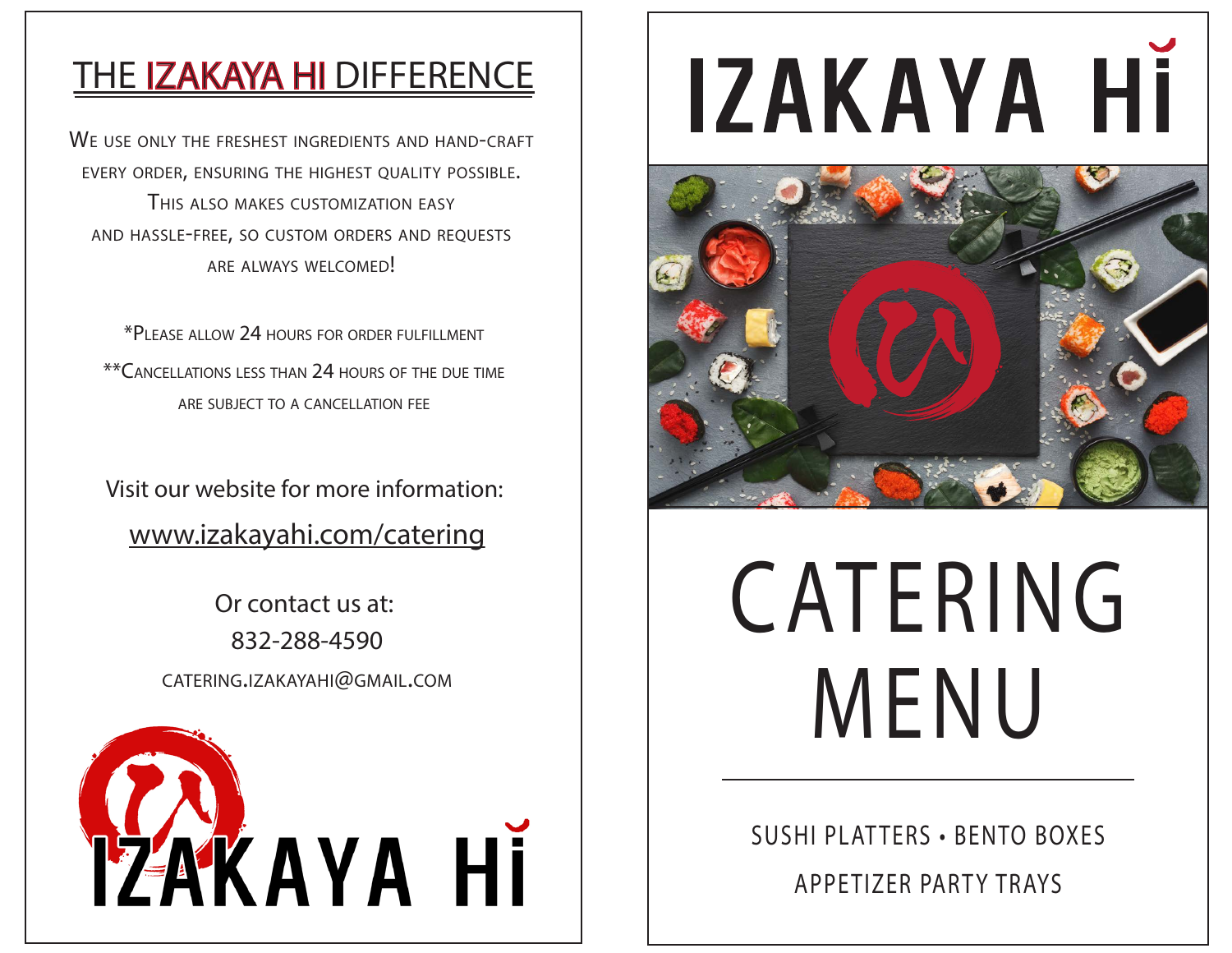## THE IZAKAYA HI DIFFERENCE

We use only the freshest ingredients and hand-craft every order, ensuring the highest quality possible. This also makes customization easy and hassle-free, so custom orders and requests are always welcomed!

*Please allow 24 hours for order fulfillment

**Cancellations less than 24 hours of the due time are subject to a cancellation fee

Visit our website for more information:

www.izakayahi.com/catering

Or contact us at:

832-288-4590

catering.izakayahi@gmail.com

IZAKAYA HI

# IZAKAYA HI

# CATERING MENU

SUSHI PLATTERS • BENTO BOXES

APPETIZER PARTY TRAYS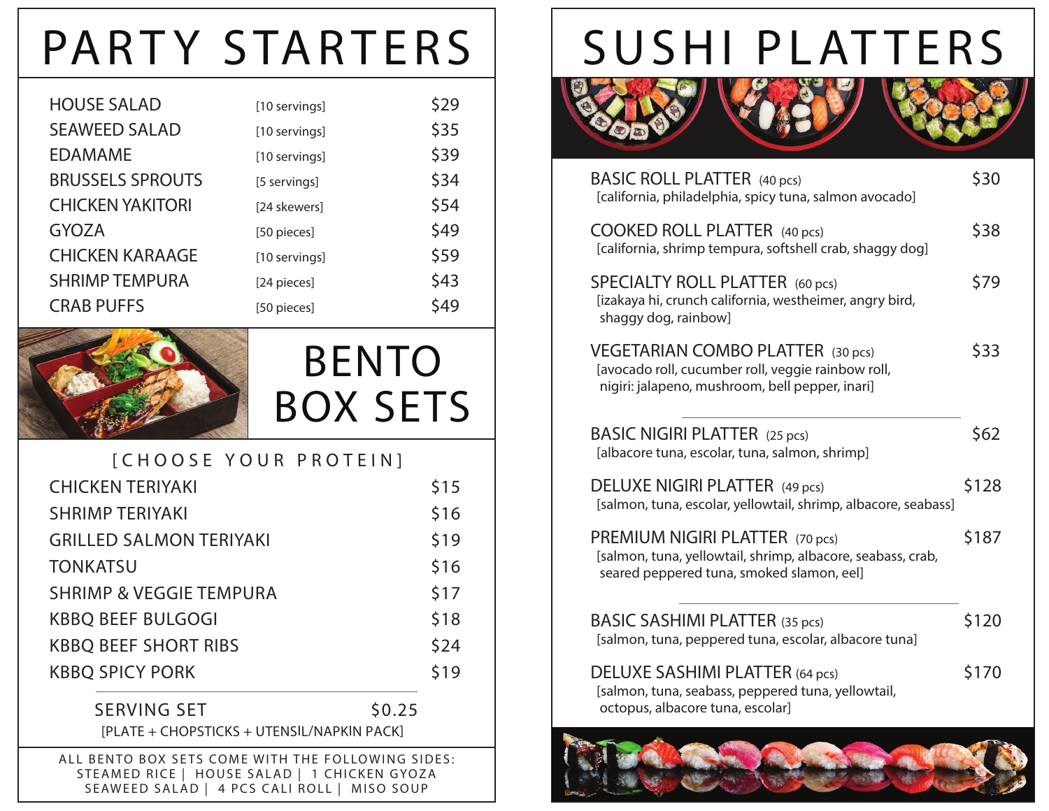# PARTY STARTERS

| | | |
|---|---|---|
| HOUSE SALAD | [10 servings] | $29 |
| SEAWEED SALAD | [10 servings] | $35 |
| EDAMAME | [10 servings] | $39 |
| BRUSSELS SPROUTS | [5 servings] | $34 |
| CHICKEN YAKITORI | [24 skewers] | $54 |
| GYOZA | [50 pieces] | $49 |
| CHICKEN KARAAGE | [10 servings] | $59 |
| SHRIMP TEMPURA | [24 pieces] | $43 |
| CRAB PUFFS | [50 pieces] | $49 |

# BENTO BOX SETS

[CHOOSE YOUR PROTEIN]

| | |
|---|---|
| CHICKEN TERIYAKI | $15 |
| SHRIMP TERIYAKI | $16 |
| GRILLED SALMON TERIYAKI | $19 |
| TONKATSU | $16 |
| SHRIMP & VEGGIE TEMPURA | $17 |
| KBBQ BEEF BULGOGI | $18 |
| KBBQ BEEF SHORT RIBS | $24 |
| KBBQ SPICY PORK | $19 |

SERVING SET $0.25
[PLATE + CHOPSTICKS + UTENSIL/NAPKIN PACK]

ALL BENTO BOX SETS COME WITH THE FOLLOWING SIDES:
STEAMED RICE | HOUSE SALAD | 1 CHICKEN GYOZA
SEAWEED SALAD | 4 PCS CALI ROLL | MISO SOUP

# SUSHI PLATTERS

**BASIC ROLL PLATTER** (40 pcs) — $30
[california, philadelphia, spicy tuna, salmon avocado]

**COOKED ROLL PLATTER** (40 pcs) — $38
[california, shrimp tempura, softshell crab, shaggy dog]

**SPECIALTY ROLL PLATTER** (60 pcs) — $79
[izakaya hi, crunch california, westheimer, angry bird, shaggy dog, rainbow]

**VEGETARIAN COMBO PLATTER** (30 pcs) — $33
[avocado roll, cucumber roll, veggie rainbow roll, nigiri: jalapeno, mushroom, bell pepper, inari]

---

**BASIC NIGIRI PLATTER** (25 pcs) — $62
[albacore tuna, escolar, tuna, salmon, shrimp]

**DELUXE NIGIRI PLATTER** (49 pcs) — $128
[salmon, tuna, escolar, yellowtail, shrimp, albacore, seabass]

**PREMIUM NIGIRI PLATTER** (70 pcs) — $187
[salmon, tuna, yellowtail, shrimp, albacore, seabass, crab, seared peppered tuna, smoked slamon, eel]

---

**BASIC SASHIMI PLATTER** (35 pcs) — $120
[salmon, tuna, peppered tuna, escolar, albacore tuna]

**DELUXE SASHIMI PLATTER** (64 pcs) — $170
[salmon, tuna, seabass, peppered tuna, yellowtail, octopus, albacore tuna, escolar]